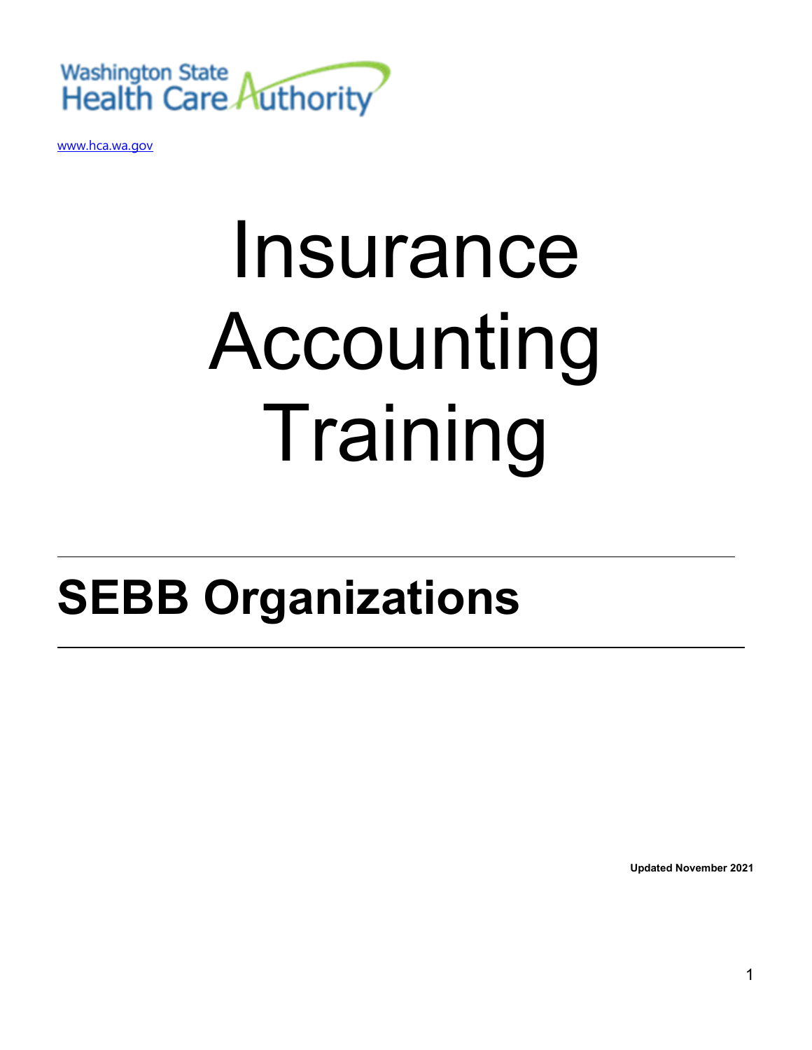Washington State Health Care Authority

www.hca.wa.gov

# Insurance Accounting Training

## SEBB Organizations

**Updated November 2021**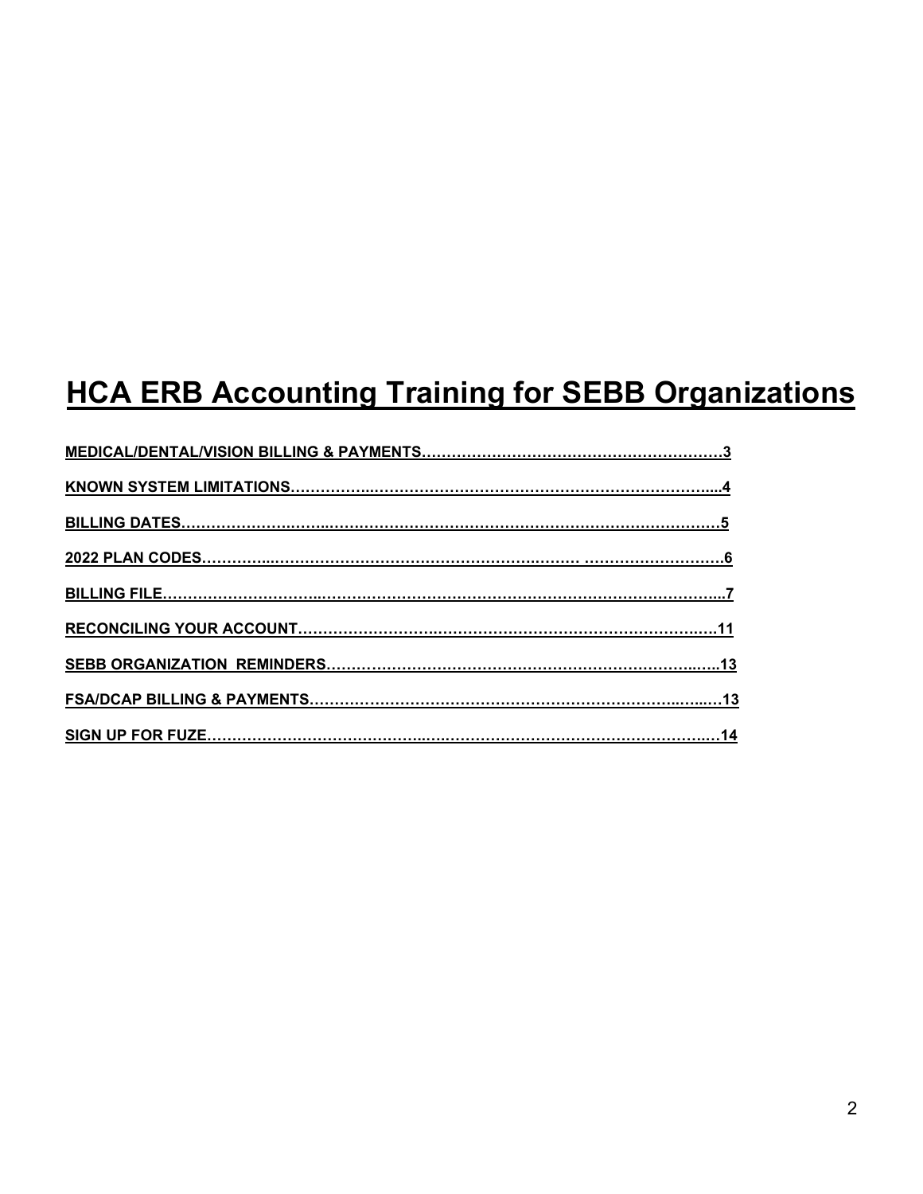# HCA ERB Accounting Training for SEBB Organizations

MEDICAL/DENTAL/VISION BILLING & PAYMENTS……………………………………………………3

KNOWN SYSTEM LIMITATIONS……………..………………………………………………………....4

BILLING DATES…………………….……..……………………………………………………………5

2022 PLAN CODES…………...…………………………………………….……… ……………………6

BILLING FILE……………………………..……………………………………………………………...7

RECONCILING YOUR ACCOUNT………………………….……………………………………….…11

SEBB ORGANIZATION REMINDERS…………………………………………………………..…..13

FSA/DCAP BILLING & PAYMENTS…………………………………………………………..….…13

SIGN UP FOR FUZE…………………………………..……………………………………………….14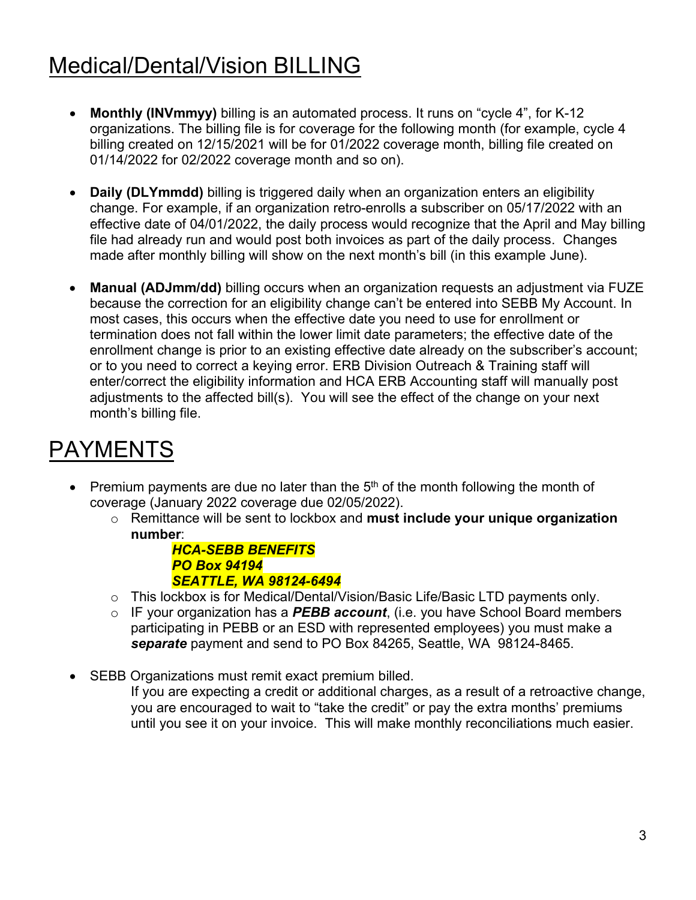# Medical/Dental/Vision BILLING

- **Monthly (INVmmyy)** billing is an automated process. It runs on "cycle 4", for K-12 organizations. The billing file is for coverage for the following month (for example, cycle 4 billing created on 12/15/2021 will be for 01/2022 coverage month, billing file created on 01/14/2022 for 02/2022 coverage month and so on).

- **Daily (DLYmmdd)** billing is triggered daily when an organization enters an eligibility change. For example, if an organization retro-enrolls a subscriber on 05/17/2022 with an effective date of 04/01/2022, the daily process would recognize that the April and May billing file had already run and would post both invoices as part of the daily process. Changes made after monthly billing will show on the next month's bill (in this example June).

- **Manual (ADJmm/dd)** billing occurs when an organization requests an adjustment via FUZE because the correction for an eligibility change can't be entered into SEBB My Account. In most cases, this occurs when the effective date you need to use for enrollment or termination does not fall within the lower limit date parameters; the effective date of the enrollment change is prior to an existing effective date already on the subscriber's account; or to you need to correct a keying error. ERB Division Outreach & Training staff will enter/correct the eligibility information and HCA ERB Accounting staff will manually post adjustments to the affected bill(s). You will see the effect of the change on your next month's billing file.

# PAYMENTS

- Premium payments are due no later than the 5th of the month following the month of coverage (January 2022 coverage due 02/05/2022).
  - Remittance will be sent to lockbox and **must include your unique organization number**:

    ***HCA-SEBB BENEFITS***
    ***PO Box 94194***
    ***SEATTLE, WA 98124-6494***
  - This lockbox is for Medical/Dental/Vision/Basic Life/Basic LTD payments only.
  - IF your organization has a ***PEBB account***, (i.e. you have School Board members participating in PEBB or an ESD with represented employees) you must make a ***separate*** payment and send to PO Box 84265, Seattle, WA 98124-8465.

- SEBB Organizations must remit exact premium billed.

  If you are expecting a credit or additional charges, as a result of a retroactive change, you are encouraged to wait to "take the credit" or pay the extra months' premiums until you see it on your invoice. This will make monthly reconciliations much easier.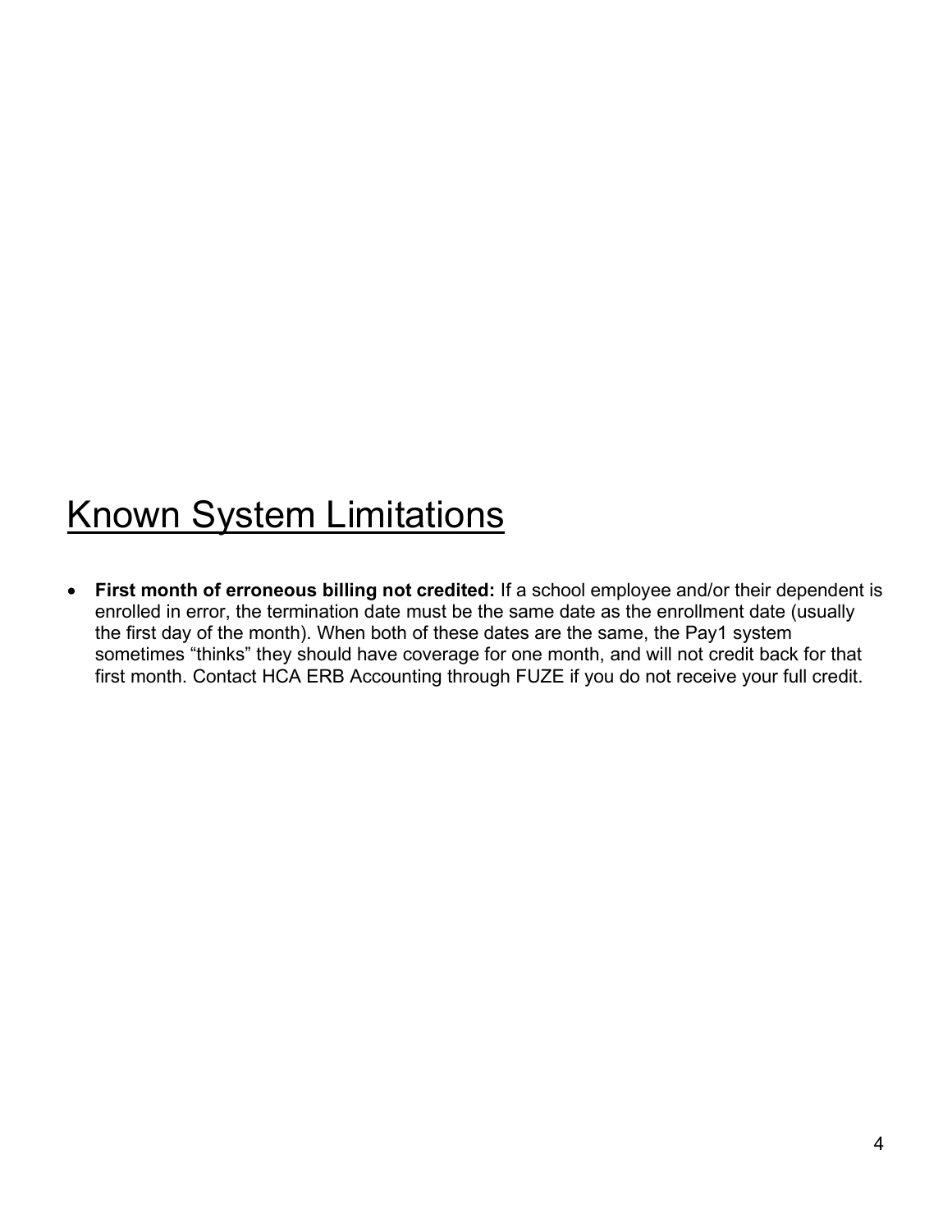# Known System Limitations

- **First month of erroneous billing not credited:** If a school employee and/or their dependent is enrolled in error, the termination date must be the same date as the enrollment date (usually the first day of the month). When both of these dates are the same, the Pay1 system sometimes "thinks" they should have coverage for one month, and will not credit back for that first month. Contact HCA ERB Accounting through FUZE if you do not receive your full credit.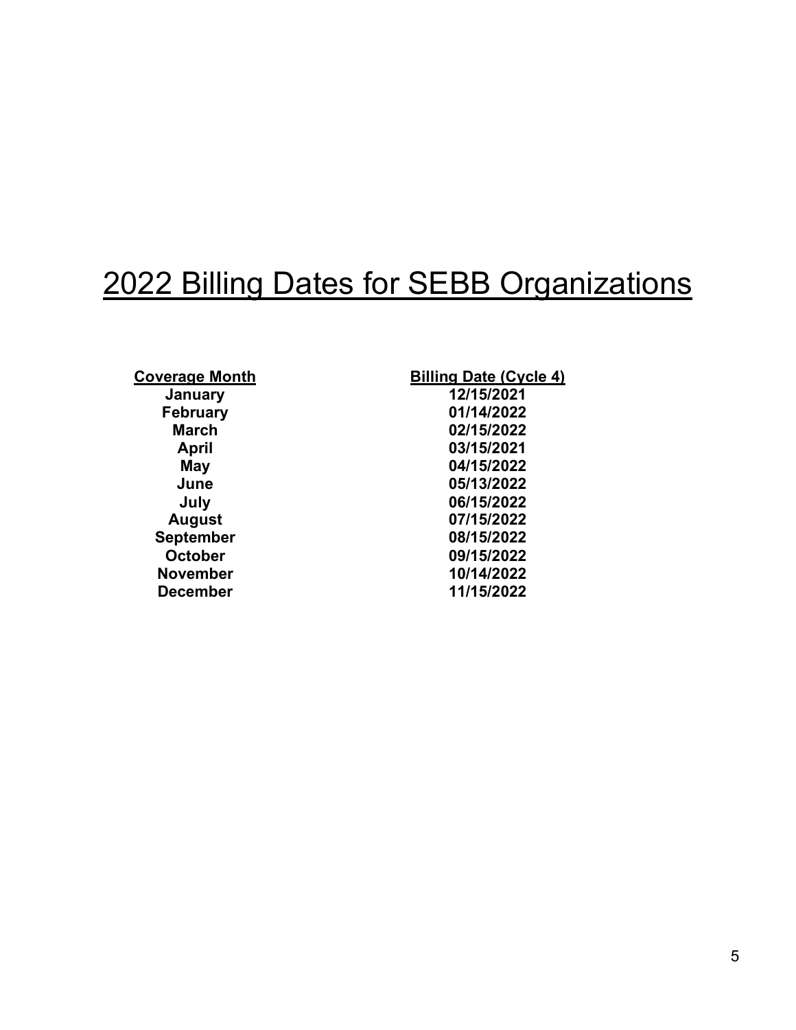# 2022 Billing Dates for SEBB Organizations

| Coverage Month | Billing Date (Cycle 4) |
|---|---|
| January | 12/15/2021 |
| February | 01/14/2022 |
| March | 02/15/2022 |
| April | 03/15/2021 |
| May | 04/15/2022 |
| June | 05/13/2022 |
| July | 06/15/2022 |
| August | 07/15/2022 |
| September | 08/15/2022 |
| October | 09/15/2022 |
| November | 10/14/2022 |
| December | 11/15/2022 |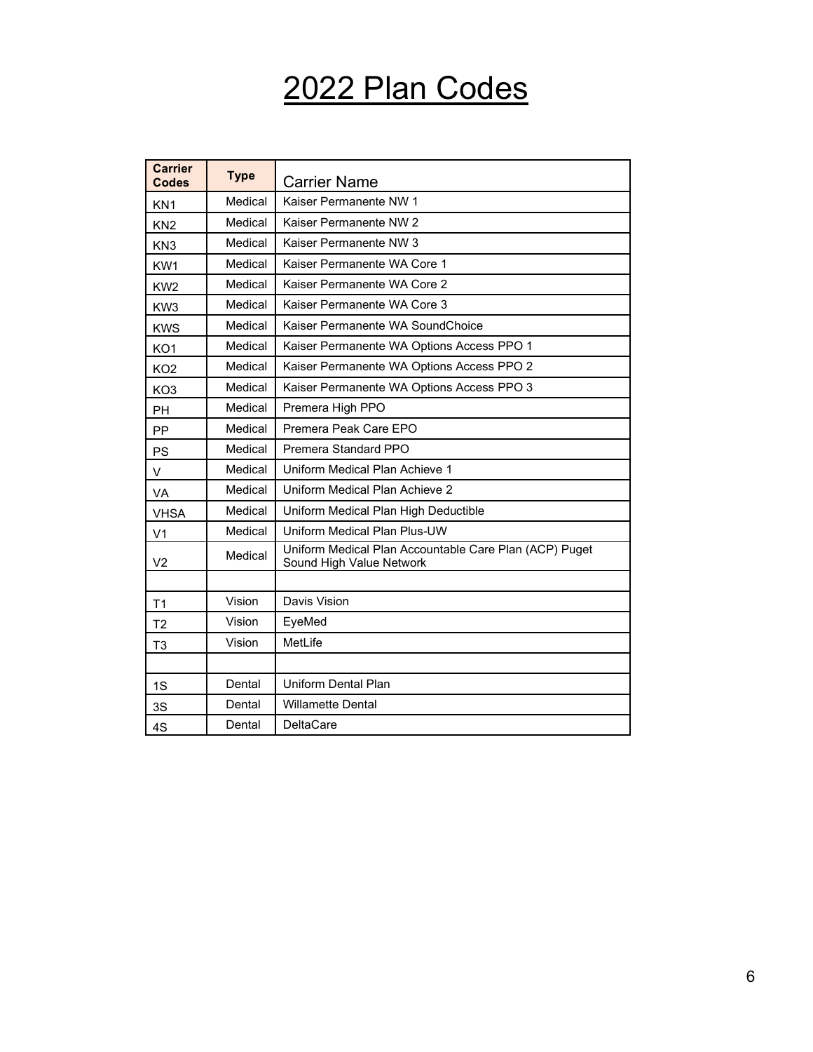# 2022 Plan Codes

| Carrier Codes | Type | Carrier Name |
|---|---|---|
| KN1 | Medical | Kaiser Permanente NW 1 |
| KN2 | Medical | Kaiser Permanente NW 2 |
| KN3 | Medical | Kaiser Permanente NW 3 |
| KW1 | Medical | Kaiser Permanente WA Core 1 |
| KW2 | Medical | Kaiser Permanente WA Core 2 |
| KW3 | Medical | Kaiser Permanente WA Core 3 |
| KWS | Medical | Kaiser Permanente WA SoundChoice |
| KO1 | Medical | Kaiser Permanente WA Options Access PPO 1 |
| KO2 | Medical | Kaiser Permanente WA Options Access PPO 2 |
| KO3 | Medical | Kaiser Permanente WA Options Access PPO 3 |
| PH | Medical | Premera High PPO |
| PP | Medical | Premera Peak Care EPO |
| PS | Medical | Premera Standard PPO |
| V | Medical | Uniform Medical Plan Achieve 1 |
| VA | Medical | Uniform Medical Plan Achieve 2 |
| VHSA | Medical | Uniform Medical Plan High Deductible |
| V1 | Medical | Uniform Medical Plan Plus-UW |
| V2 | Medical | Uniform Medical Plan Accountable Care Plan (ACP) Puget Sound High Value Network |
| | | |
| T1 | Vision | Davis Vision |
| T2 | Vision | EyeMed |
| T3 | Vision | MetLife |
| | | |
| 1S | Dental | Uniform Dental Plan |
| 3S | Dental | Willamette Dental |
| 4S | Dental | DeltaCare |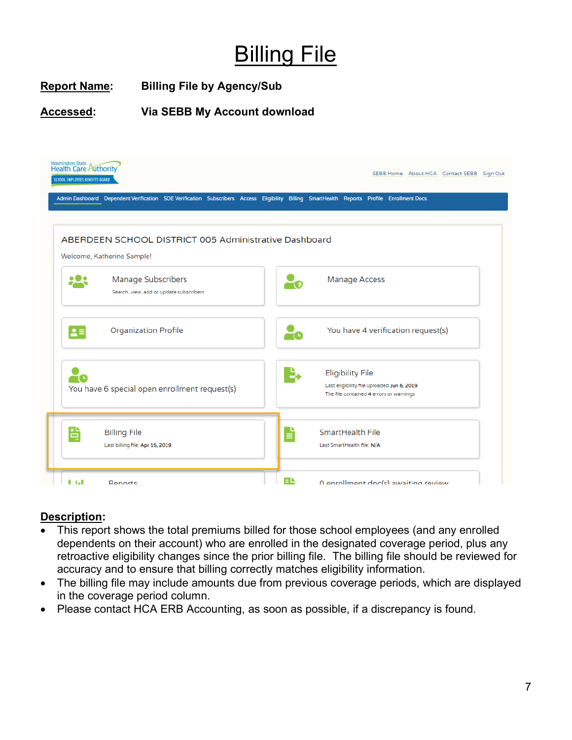# Billing File

**Report Name:** **Billing File by Agency/Sub**

**Accessed:** **Via SEBB My Account download**

**Description:**

- This report shows the total premiums billed for those school employees (and any enrolled dependents on their account) who are enrolled in the designated coverage period, plus any retroactive eligibility changes since the prior billing file. The billing file should be reviewed for accuracy and to ensure that billing correctly matches eligibility information.
- The billing file may include amounts due from previous coverage periods, which are displayed in the coverage period column.
- Please contact HCA ERB Accounting, as soon as possible, if a discrepancy is found.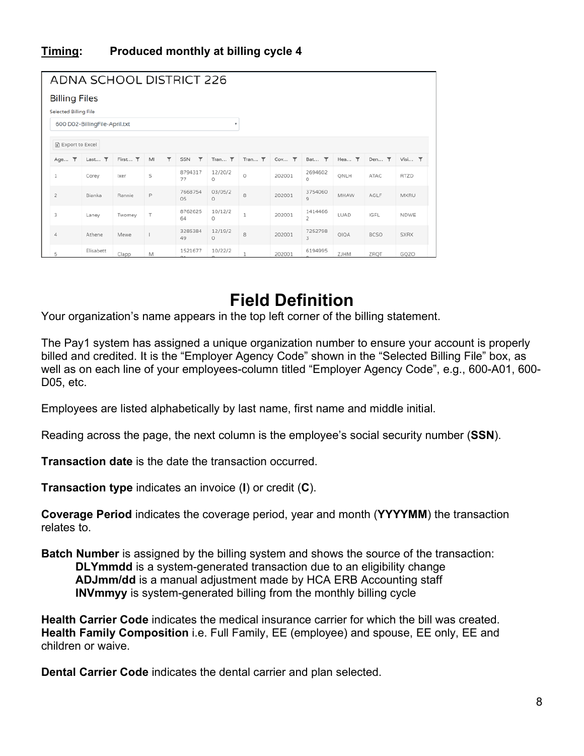**Timing:** **Produced monthly at billing cycle 4**

ADNA SCHOOL DISTRICT 226

Billing Files

Selected Billing File

600 D02-BillingFile-April.txt

Export to Excel

| Age... | Last... | First... | MI | SSN | Tran... | Tran... | Cov... | Bat... | Hea... | Den... | Visi... |
|---|---|---|---|---|---|---|---|---|---|---|---|
| 1 | Corey | Ixer | S | 879431777 | 12/20/20 | 0 | 202001 | 26946020 | QNLH | ATAC | RTZD |
| 2 | Bianka | Rennie | P | 766875405 | 03/05/20 | 8 | 202001 | 37540609 | MHAW | AGLF | MXRU |
| 3 | Laney | Twomey | T | 876262564 | 10/12/20 | 1 | 202001 | 14144662 | LUAD | IGFL | NDWE |
| 4 | Athene | Mewe | I | 328538449 | 12/19/20 | 8 | 202001 | 72527983 | QIOA | BCSO | SXRX |
| 5 | Elisabett | Clapp | M | 1521677 | 10/22/2 | 1 | 202001 | 6194995 | ZJHM | ZRQT | GQZO |

# Field Definition

Your organization's name appears in the top left corner of the billing statement.

The Pay1 system has assigned a unique organization number to ensure your account is properly billed and credited. It is the "Employer Agency Code" shown in the "Selected Billing File" box, as well as on each line of your employees-column titled "Employer Agency Code", e.g., 600-A01, 600-D05, etc.

Employees are listed alphabetically by last name, first name and middle initial.

Reading across the page, the next column is the employee's social security number (**SSN**).

**Transaction date** is the date the transaction occurred.

**Transaction type** indicates an invoice (**I**) or credit (**C**).

**Coverage Period** indicates the coverage period, year and month (**YYYYMM**) the transaction relates to.

**Batch Number** is assigned by the billing system and shows the source of the transaction:

- **DLYmmdd** is a system-generated transaction due to an eligibility change
- **ADJmm/dd** is a manual adjustment made by HCA ERB Accounting staff
- **INVmmyy** is system-generated billing from the monthly billing cycle

**Health Carrier Code** indicates the medical insurance carrier for which the bill was created.
**Health Family Composition** i.e. Full Family, EE (employee) and spouse, EE only, EE and children or waive.

**Dental Carrier Code** indicates the dental carrier and plan selected.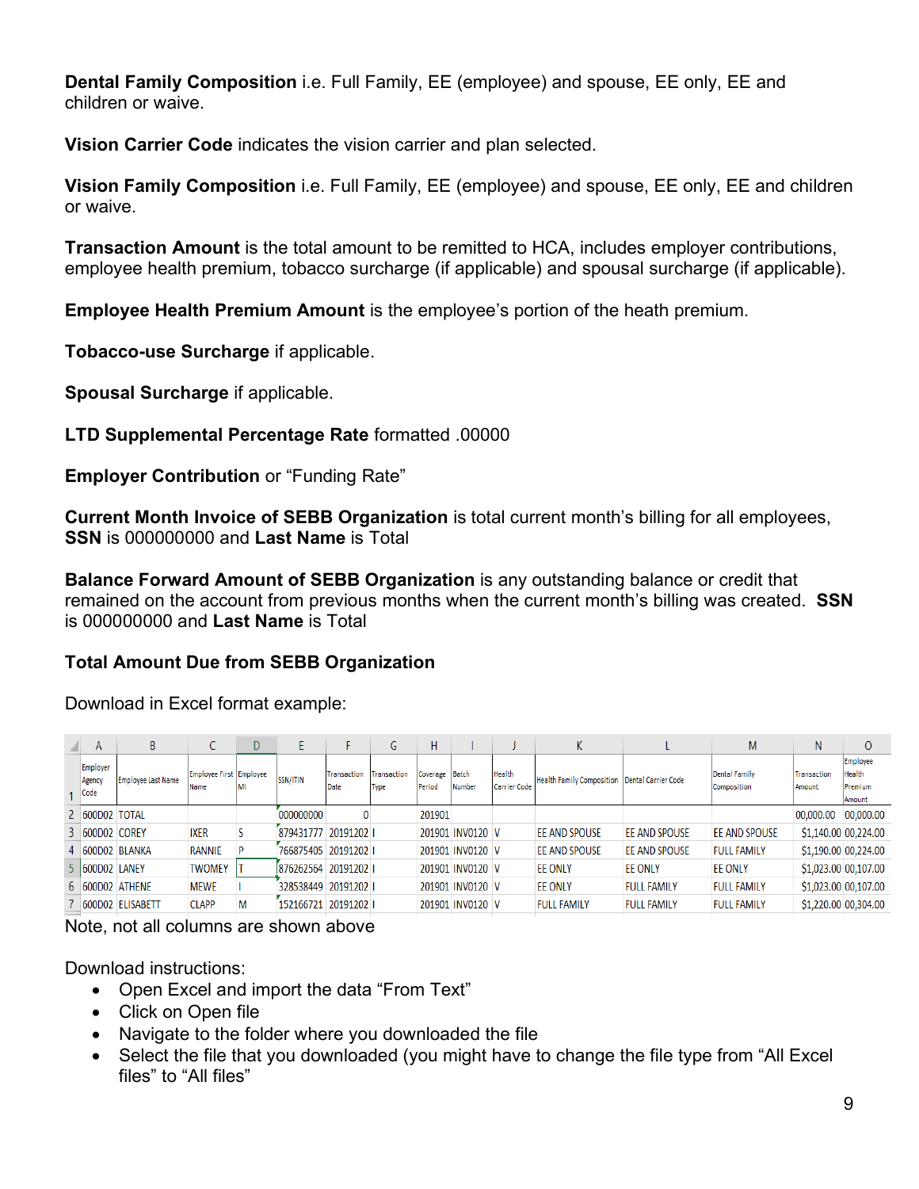**Dental Family Composition** i.e. Full Family, EE (employee) and spouse, EE only, EE and children or waive.

**Vision Carrier Code** indicates the vision carrier and plan selected.

**Vision Family Composition** i.e. Full Family, EE (employee) and spouse, EE only, EE and children or waive.

**Transaction Amount** is the total amount to be remitted to HCA, includes employer contributions, employee health premium, tobacco surcharge (if applicable) and spousal surcharge (if applicable).

**Employee Health Premium Amount** is the employee's portion of the heath premium.

**Tobacco-use Surcharge** if applicable.

**Spousal Surcharge** if applicable.

**LTD Supplemental Percentage Rate** formatted .00000

**Employer Contribution** or "Funding Rate"

**Current Month Invoice of SEBB Organization** is total current month's billing for all employees, **SSN** is 000000000 and **Last Name** is Total

**Balance Forward Amount of SEBB Organization** is any outstanding balance or credit that remained on the account from previous months when the current month's billing was created. **SSN** is 000000000 and **Last Name** is Total

**Total Amount Due from SEBB Organization**

Download in Excel format example:

| | A | B | C | D | E | F | G | H | I | J | K | L | M | N | O |
|---|---|---|---|---|---|---|---|---|---|---|---|---|---|---|---|
| 1 | Employer Agency Code | Employee Last Name | Employee First Name | Employee MI | SSN/ITIN | Transaction Date | Transaction Type | Coverage Period | Batch Number | Health Carrier Code | Health Family Composition | Dental Carrier Code | Dental Family Composition | Transaction Amount | Employee Health Premium Amount |
| 2 | 600D02 | TOTAL | | | 000000000 | 0 | | 201901 | | | | | | 00,000.00 | 00,000.00 |
| 3 | 600D02 | COREY | IXER | S | 879431777 | 20191202 | I | 201901 | INV0120 | V | EE AND SPOUSE | EE AND SPOUSE | EE AND SPOUSE | $1,140.00 | 00,224.00 |
| 4 | 600D02 | BLANKA | RANNIE | P | 766875405 | 20191202 | I | 201901 | INV0120 | V | EE AND SPOUSE | EE AND SPOUSE | FULL FAMILY | $1,190.00 | 00,224.00 |
| 5 | 600D02 | LANEY | TWOMEY | T | 876262564 | 20191202 | I | 201901 | INV0120 | V | EE ONLY | EE ONLY | EE ONLY | $1,023.00 | 00,107.00 |
| 6 | 600D02 | ATHENE | MEWE | I | 328538449 | 20191202 | I | 201901 | INV0120 | V | EE ONLY | FULL FAMILY | FULL FAMILY | $1,023.00 | 00,107.00 |
| 7 | 600D02 | ELISABETT | CLAPP | M | 152166721 | 20191202 | I | 201901 | INV0120 | V | FULL FAMILY | FULL FAMILY | FULL FAMILY | $1,220.00 | 00,304.00 |

Note, not all columns are shown above

Download instructions:

- Open Excel and import the data "From Text"
- Click on Open file
- Navigate to the folder where you downloaded the file
- Select the file that you downloaded (you might have to change the file type from "All Excel files" to "All files"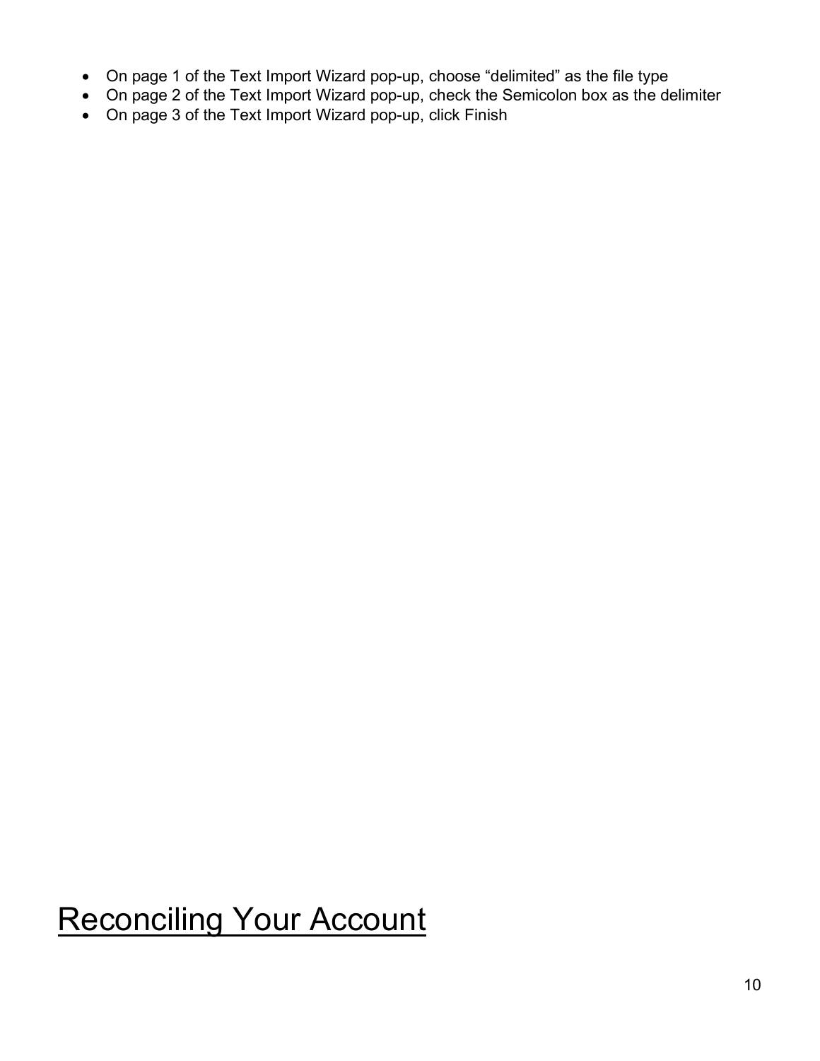- On page 1 of the Text Import Wizard pop-up, choose "delimited" as the file type
- On page 2 of the Text Import Wizard pop-up, check the Semicolon box as the delimiter
- On page 3 of the Text Import Wizard pop-up, click Finish

# Reconciling Your Account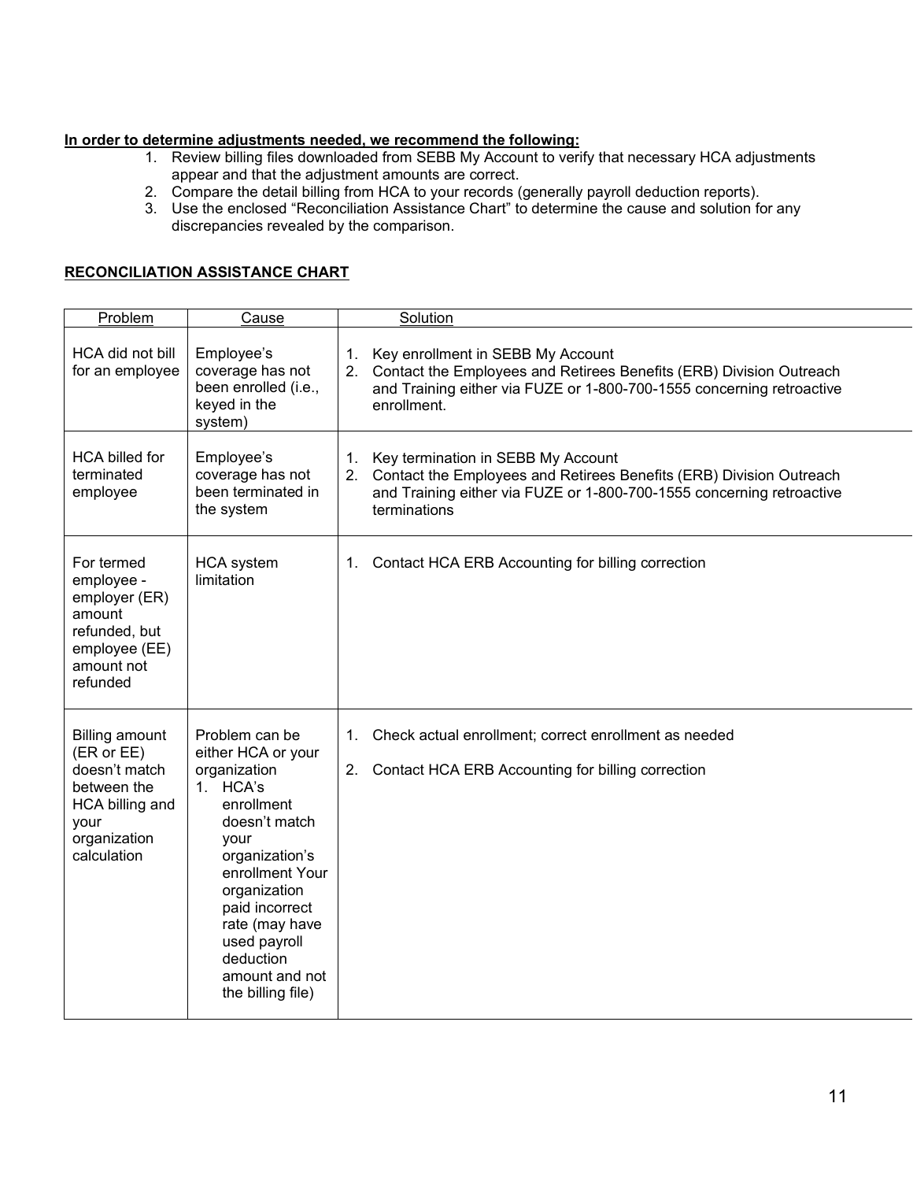**In order to determine adjustments needed, we recommend the following:**

1. Review billing files downloaded from SEBB My Account to verify that necessary HCA adjustments appear and that the adjustment amounts are correct.
2. Compare the detail billing from HCA to your records (generally payroll deduction reports).
3. Use the enclosed "Reconciliation Assistance Chart" to determine the cause and solution for any discrepancies revealed by the comparison.

**RECONCILIATION ASSISTANCE CHART**

| Problem | Cause | Solution |
|---|---|---|
| HCA did not bill for an employee | Employee's coverage has not been enrolled (i.e., keyed in the system) | 1. Key enrollment in SEBB My Account<br>2. Contact the Employees and Retirees Benefits (ERB) Division Outreach and Training either via FUZE or 1-800-700-1555 concerning retroactive enrollment. |
| HCA billed for terminated employee | Employee's coverage has not been terminated in the system | 1. Key termination in SEBB My Account<br>2. Contact the Employees and Retirees Benefits (ERB) Division Outreach and Training either via FUZE or 1-800-700-1555 concerning retroactive terminations |
| For termed employee - employer (ER) amount refunded, but employee (EE) amount not refunded | HCA system limitation | 1. Contact HCA ERB Accounting for billing correction |
| Billing amount (ER or EE) doesn't match between the HCA billing and your organization calculation | Problem can be either HCA or your organization<br>1. HCA's enrollment doesn't match your organization's enrollment Your organization paid incorrect rate (may have used payroll deduction amount and not the billing file) | 1. Check actual enrollment; correct enrollment as needed<br>2. Contact HCA ERB Accounting for billing correction |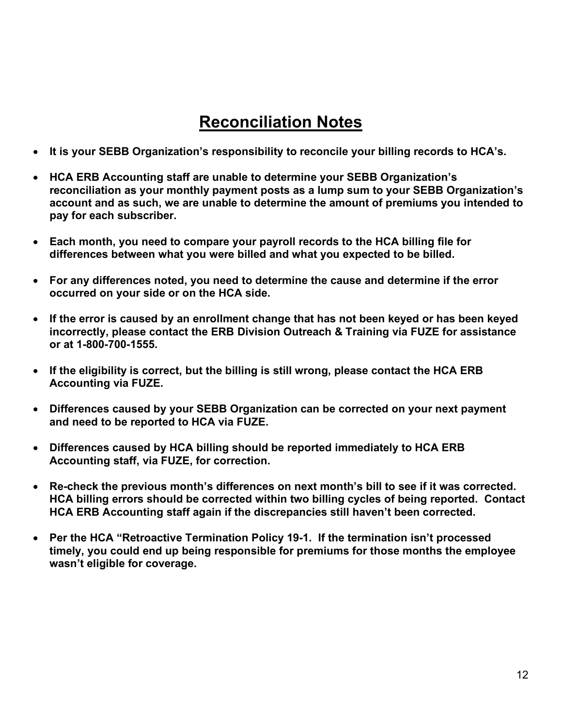# Reconciliation Notes

- **It is your SEBB Organization's responsibility to reconcile your billing records to HCA's.**
- **HCA ERB Accounting staff are unable to determine your SEBB Organization's reconciliation as your monthly payment posts as a lump sum to your SEBB Organization's account and as such, we are unable to determine the amount of premiums you intended to pay for each subscriber.**
- **Each month, you need to compare your payroll records to the HCA billing file for differences between what you were billed and what you expected to be billed.**
- **For any differences noted, you need to determine the cause and determine if the error occurred on your side or on the HCA side.**
- **If the error is caused by an enrollment change that has not been keyed or has been keyed incorrectly, please contact the ERB Division Outreach & Training via FUZE for assistance or at 1-800-700-1555.**
- **If the eligibility is correct, but the billing is still wrong, please contact the HCA ERB Accounting via FUZE.**
- **Differences caused by your SEBB Organization can be corrected on your next payment and need to be reported to HCA via FUZE.**
- **Differences caused by HCA billing should be reported immediately to HCA ERB Accounting staff, via FUZE, for correction.**
- **Re-check the previous month's differences on next month's bill to see if it was corrected. HCA billing errors should be corrected within two billing cycles of being reported. Contact HCA ERB Accounting staff again if the discrepancies still haven't been corrected.**
- **Per the HCA "Retroactive Termination Policy 19-1. If the termination isn't processed timely, you could end up being responsible for premiums for those months the employee wasn't eligible for coverage.**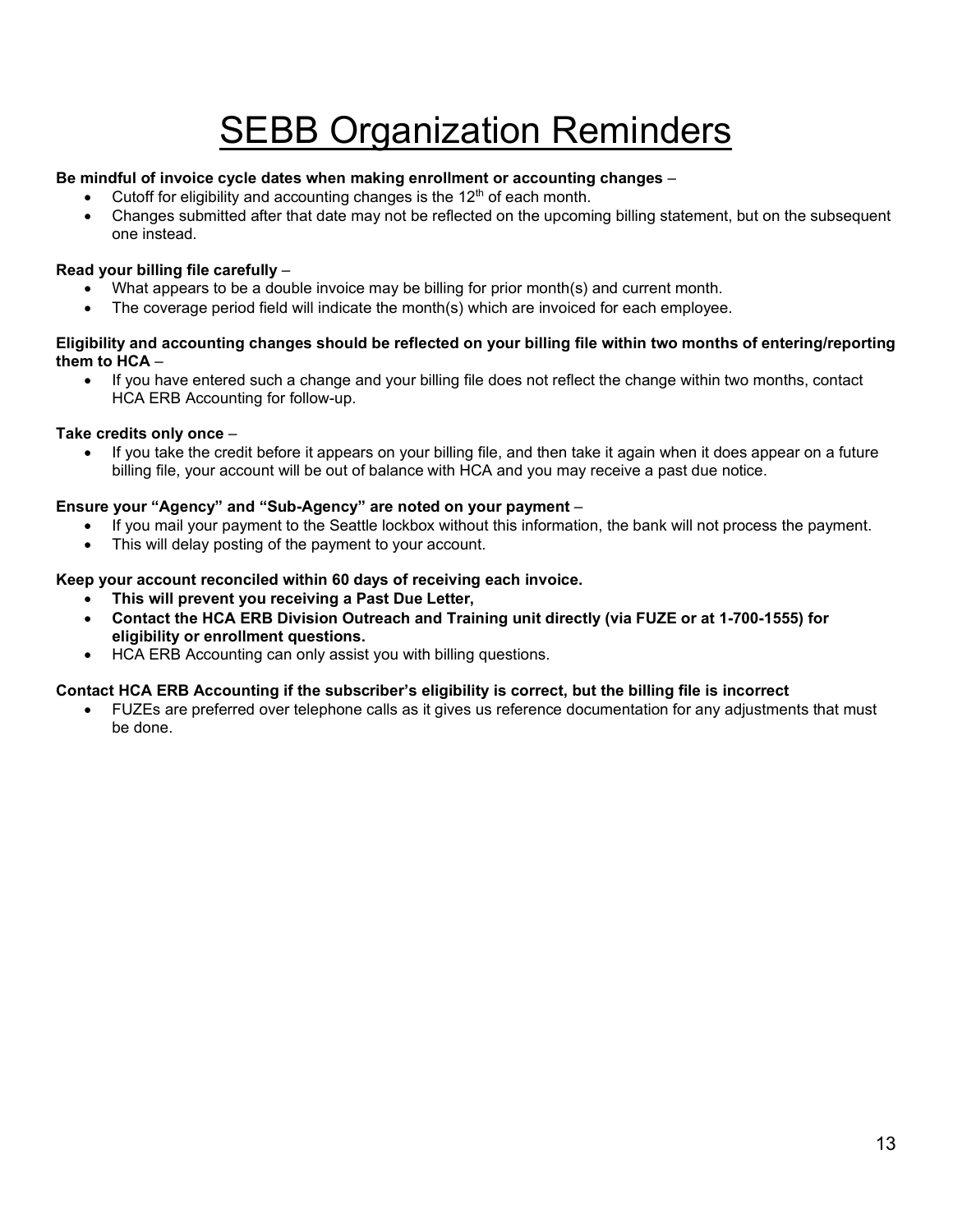# SEBB Organization Reminders

**Be mindful of invoice cycle dates when making enrollment or accounting changes** –

- Cutoff for eligibility and accounting changes is the 12th of each month.
- Changes submitted after that date may not be reflected on the upcoming billing statement, but on the subsequent one instead.

**Read your billing file carefully** –

- What appears to be a double invoice may be billing for prior month(s) and current month.
- The coverage period field will indicate the month(s) which are invoiced for each employee.

**Eligibility and accounting changes should be reflected on your billing file within two months of entering/reporting them to HCA** –

- If you have entered such a change and your billing file does not reflect the change within two months, contact HCA ERB Accounting for follow-up.

**Take credits only once** –

- If you take the credit before it appears on your billing file, and then take it again when it does appear on a future billing file, your account will be out of balance with HCA and you may receive a past due notice.

**Ensure your "Agency" and "Sub-Agency" are noted on your payment** –

- If you mail your payment to the Seattle lockbox without this information, the bank will not process the payment.
- This will delay posting of the payment to your account.

**Keep your account reconciled within 60 days of receiving each invoice.**

- **This will prevent you receiving a Past Due Letter,**
- **Contact the HCA ERB Division Outreach and Training unit directly (via FUZE or at 1-700-1555) for eligibility or enrollment questions.**
- HCA ERB Accounting can only assist you with billing questions.

**Contact HCA ERB Accounting if the subscriber's eligibility is correct, but the billing file is incorrect**

- FUZEs are preferred over telephone calls as it gives us reference documentation for any adjustments that must be done.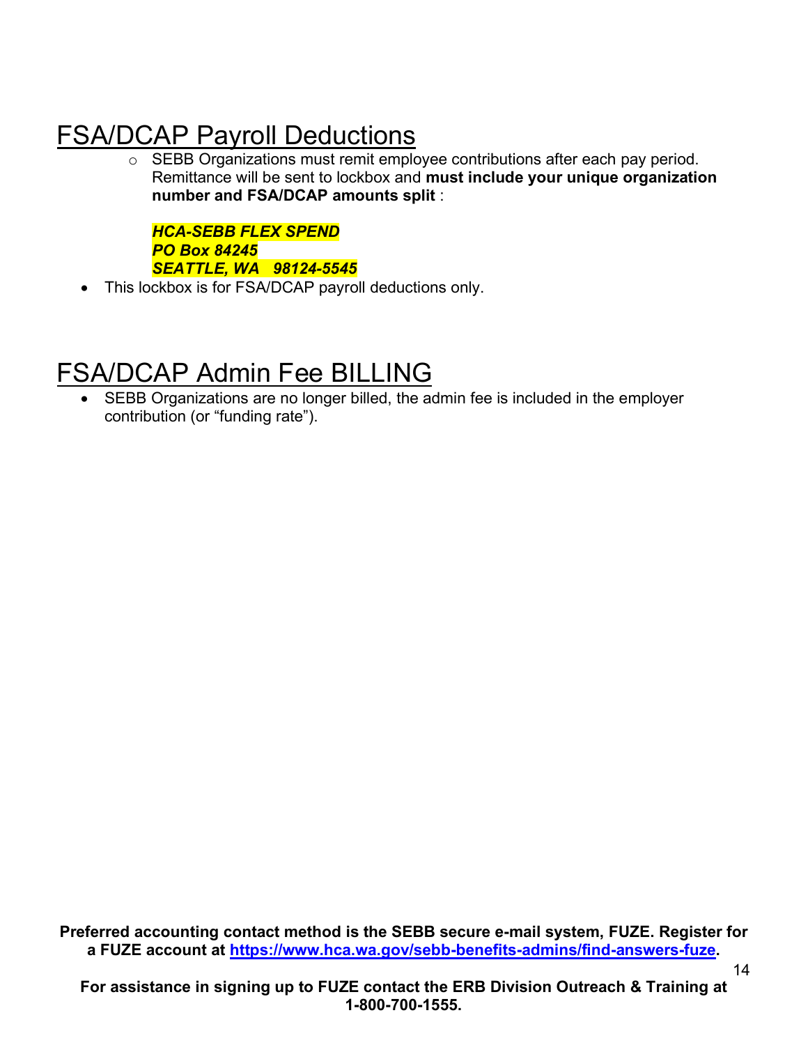# FSA/DCAP Payroll Deductions

- SEBB Organizations must remit employee contributions after each pay period. Remittance will be sent to lockbox and **must include your unique organization number and FSA/DCAP amounts split** :

  ***HCA-SEBB FLEX SPEND***
  ***PO Box 84245***
  ***SEATTLE, WA 98124-5545***

- This lockbox is for FSA/DCAP payroll deductions only.

# FSA/DCAP Admin Fee BILLING

- SEBB Organizations are no longer billed, the admin fee is included in the employer contribution (or "funding rate").

**Preferred accounting contact method is the SEBB secure e-mail system, FUZE. Register for a FUZE account at [https://www.hca.wa.gov/sebb-benefits-admins/find-answers-fuze](https://www.hca.wa.gov/sebb-benefits-admins/find-answers-fuze).**

**For assistance in signing up to FUZE contact the ERB Division Outreach & Training at 1-800-700-1555.**